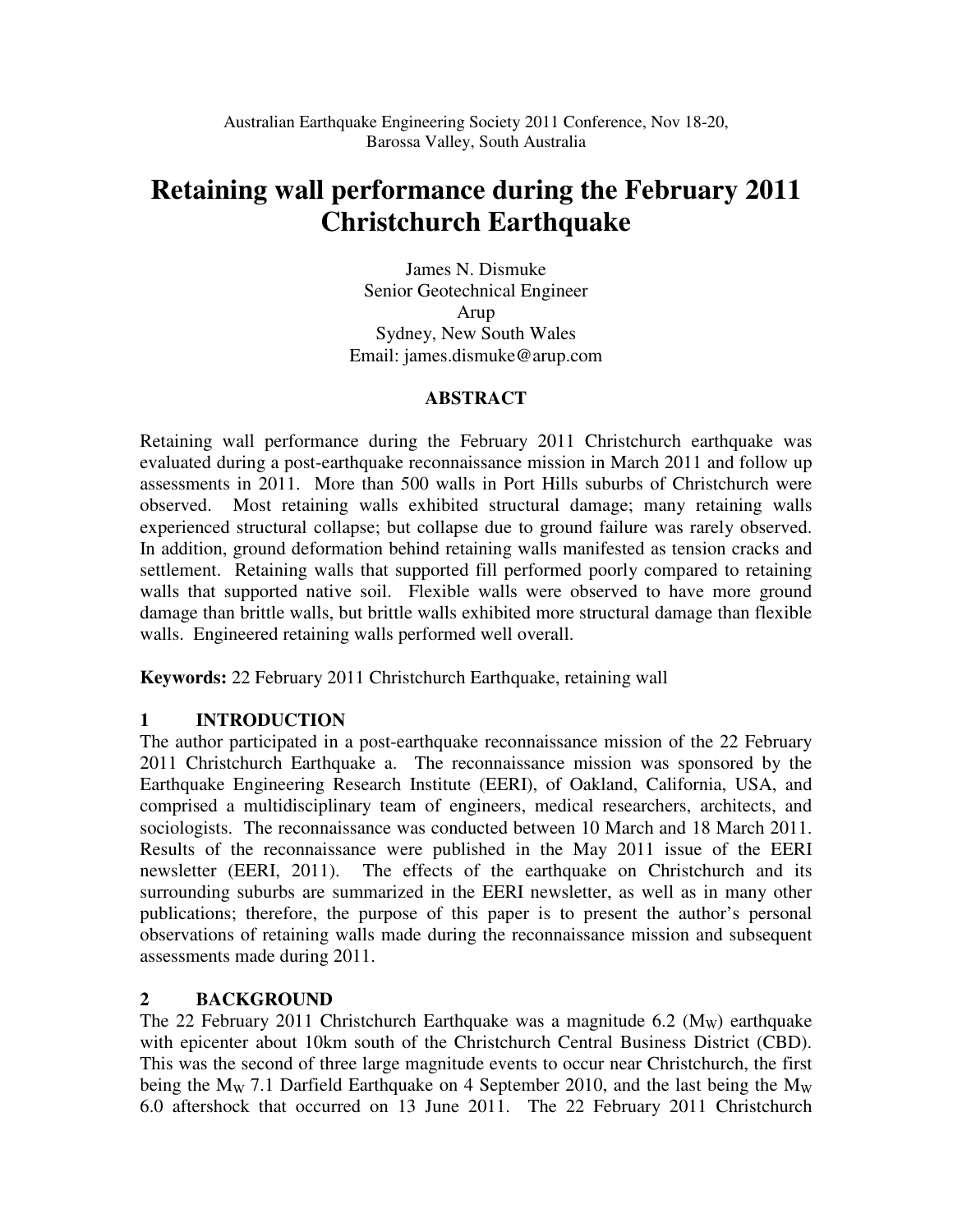Australian Earthquake Engineering Society 2011 Conference, Nov 18-20, Barossa Valley, South Australia

# Retaining wall performance during the February 2011 Christchurch Earthquake

James N. Dismuke
Senior Geotechnical Engineer
Arup
Sydney, New South Wales
Email: james.dismuke@arup.com

## ABSTRACT

Retaining wall performance during the February 2011 Christchurch earthquake was evaluated during a post-earthquake reconnaissance mission in March 2011 and follow up assessments in 2011. More than 500 walls in Port Hills suburbs of Christchurch were observed. Most retaining walls exhibited structural damage; many retaining walls experienced structural collapse; but collapse due to ground failure was rarely observed. In addition, ground deformation behind retaining walls manifested as tension cracks and settlement. Retaining walls that supported fill performed poorly compared to retaining walls that supported native soil. Flexible walls were observed to have more ground damage than brittle walls, but brittle walls exhibited more structural damage than flexible walls. Engineered retaining walls performed well overall.

**Keywords:** 22 February 2011 Christchurch Earthquake, retaining wall

## 1 INTRODUCTION

The author participated in a post-earthquake reconnaissance mission of the 22 February 2011 Christchurch Earthquake a. The reconnaissance mission was sponsored by the Earthquake Engineering Research Institute (EERI), of Oakland, California, USA, and comprised a multidisciplinary team of engineers, medical researchers, architects, and sociologists. The reconnaissance was conducted between 10 March and 18 March 2011. Results of the reconnaissance were published in the May 2011 issue of the EERI newsletter (EERI, 2011). The effects of the earthquake on Christchurch and its surrounding suburbs are summarized in the EERI newsletter, as well as in many other publications; therefore, the purpose of this paper is to present the author's personal observations of retaining walls made during the reconnaissance mission and subsequent assessments made during 2011.

## 2 BACKGROUND

The 22 February 2011 Christchurch Earthquake was a magnitude 6.2 ($M_W$) earthquake with epicenter about 10km south of the Christchurch Central Business District (CBD). This was the second of three large magnitude events to occur near Christchurch, the first being the $M_W$ 7.1 Darfield Earthquake on 4 September 2010, and the last being the $M_W$ 6.0 aftershock that occurred on 13 June 2011. The 22 February 2011 Christchurch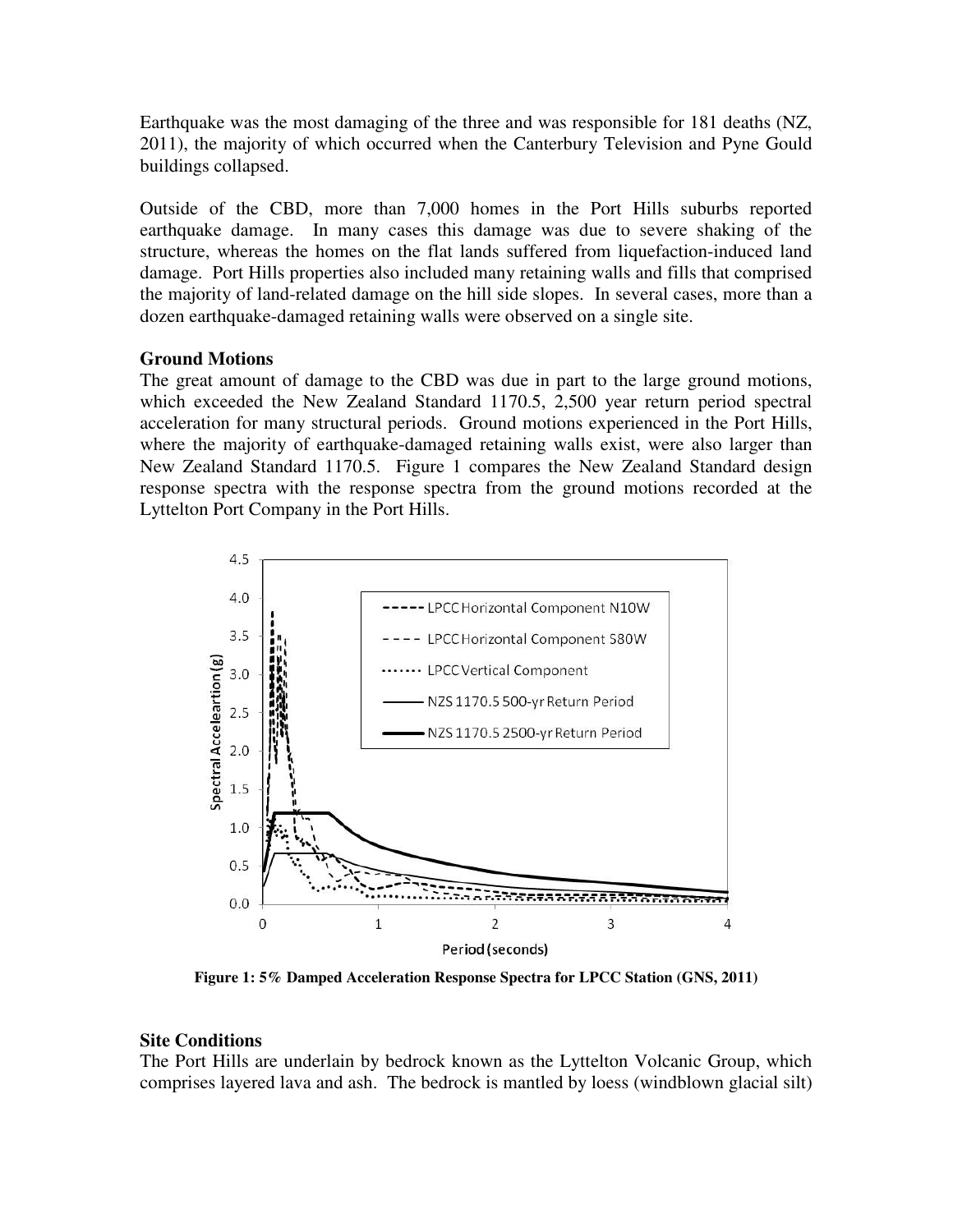Earthquake was the most damaging of the three and was responsible for 181 deaths (NZ, 2011), the majority of which occurred when the Canterbury Television and Pyne Gould buildings collapsed.

Outside of the CBD, more than 7,000 homes in the Port Hills suburbs reported earthquake damage. In many cases this damage was due to severe shaking of the structure, whereas the homes on the flat lands suffered from liquefaction-induced land damage. Port Hills properties also included many retaining walls and fills that comprised the majority of land-related damage on the hill side slopes. In several cases, more than a dozen earthquake-damaged retaining walls were observed on a single site.

**Ground Motions**

The great amount of damage to the CBD was due in part to the large ground motions, which exceeded the New Zealand Standard 1170.5, 2,500 year return period spectral acceleration for many structural periods. Ground motions experienced in the Port Hills, where the majority of earthquake-damaged retaining walls exist, were also larger than New Zealand Standard 1170.5. Figure 1 compares the New Zealand Standard design response spectra with the response spectra from the ground motions recorded at the Lyttelton Port Company in the Port Hills.

**Figure 1: 5% Damped Acceleration Response Spectra for LPCC Station (GNS, 2011)**

**Site Conditions**

The Port Hills are underlain by bedrock known as the Lyttelton Volcanic Group, which comprises layered lava and ash. The bedrock is mantled by loess (windblown glacial silt)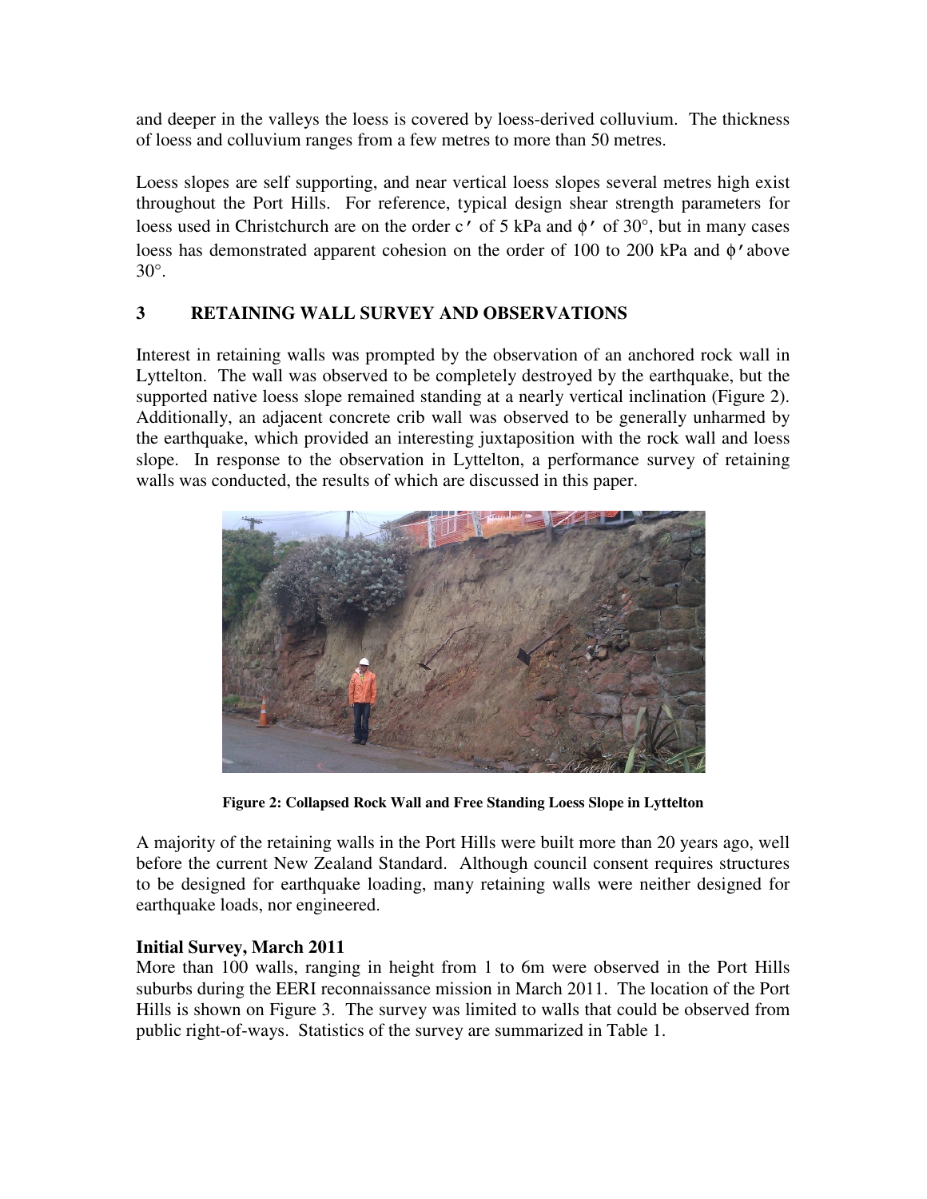and deeper in the valleys the loess is covered by loess-derived colluvium. The thickness of loess and colluvium ranges from a few metres to more than 50 metres.

Loess slopes are self supporting, and near vertical loess slopes several metres high exist throughout the Port Hills. For reference, typical design shear strength parameters for loess used in Christchurch are on the order $c'$ of 5 kPa and $\phi'$ of 30°, but in many cases loess has demonstrated apparent cohesion on the order of 100 to 200 kPa and $\phi'$ above 30°.

## 3 RETAINING WALL SURVEY AND OBSERVATIONS

Interest in retaining walls was prompted by the observation of an anchored rock wall in Lyttelton. The wall was observed to be completely destroyed by the earthquake, but the supported native loess slope remained standing at a nearly vertical inclination (Figure 2). Additionally, an adjacent concrete crib wall was observed to be generally unharmed by the earthquake, which provided an interesting juxtaposition with the rock wall and loess slope. In response to the observation in Lyttelton, a performance survey of retaining walls was conducted, the results of which are discussed in this paper.

**Figure 2: Collapsed Rock Wall and Free Standing Loess Slope in Lyttelton**

A majority of the retaining walls in the Port Hills were built more than 20 years ago, well before the current New Zealand Standard. Although council consent requires structures to be designed for earthquake loading, many retaining walls were neither designed for earthquake loads, nor engineered.

### Initial Survey, March 2011

More than 100 walls, ranging in height from 1 to 6m were observed in the Port Hills suburbs during the EERI reconnaissance mission in March 2011. The location of the Port Hills is shown on Figure 3. The survey was limited to walls that could be observed from public right-of-ways. Statistics of the survey are summarized in Table 1.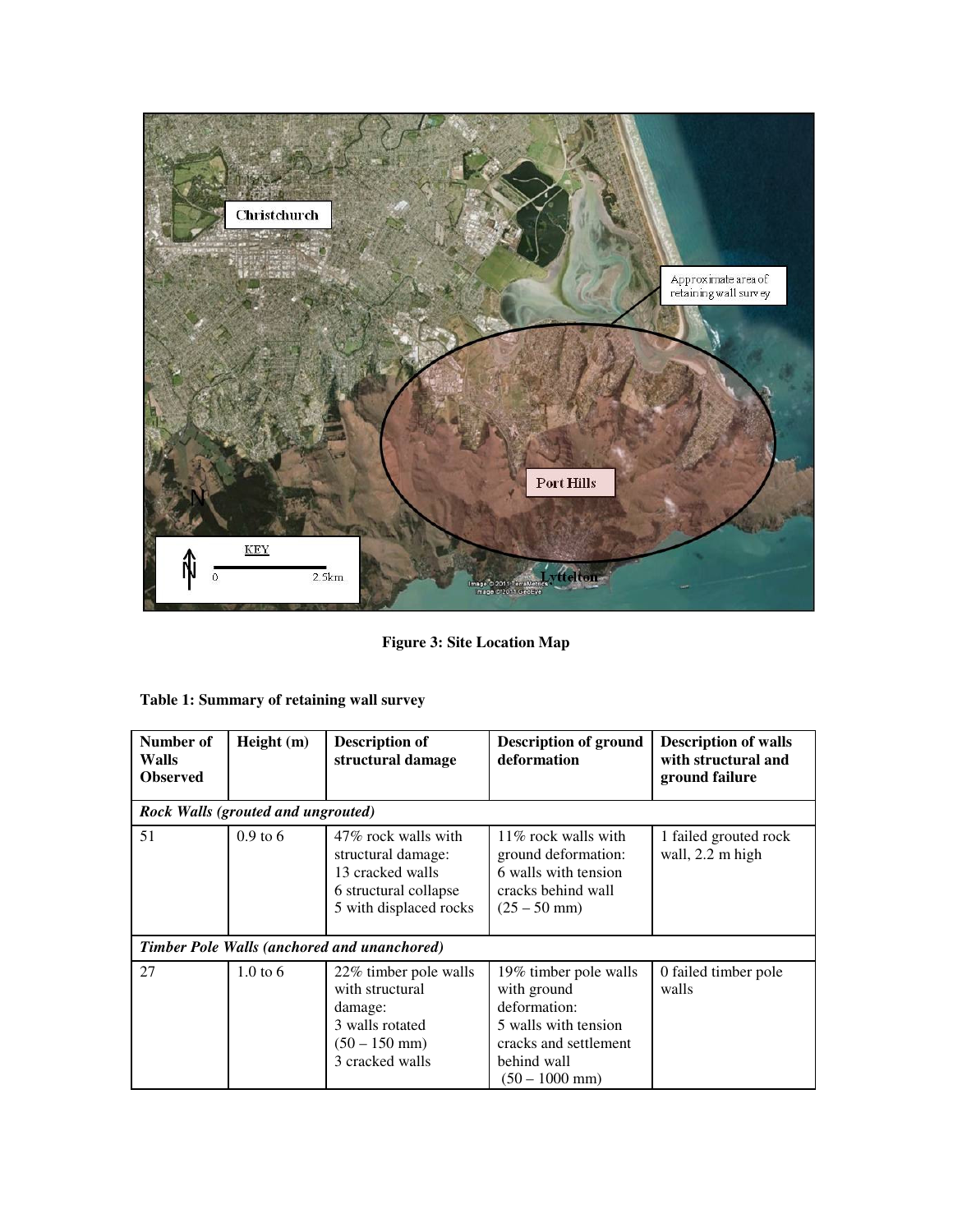**Figure 3: Site Location Map**

**Table 1: Summary of retaining wall survey**

| Number of Walls Observed | Height (m) | Description of structural damage | Description of ground deformation | Description of walls with structural and ground failure |
|---|---|---|---|---|
| ***Rock Walls (grouted and ungrouted)*** | | | | |
| 51 | 0.9 to 6 | 47% rock walls with structural damage: 13 cracked walls 6 structural collapse 5 with displaced rocks | 11% rock walls with ground deformation: 6 walls with tension cracks behind wall (25 – 50 mm) | 1 failed grouted rock wall, 2.2 m high |
| ***Timber Pole Walls (anchored and unanchored)*** | | | | |
| 27 | 1.0 to 6 | 22% timber pole walls with structural damage: 3 walls rotated (50 – 150 mm) 3 cracked walls | 19% timber pole walls with ground deformation: 5 walls with tension cracks and settlement behind wall (50 – 1000 mm) | 0 failed timber pole walls |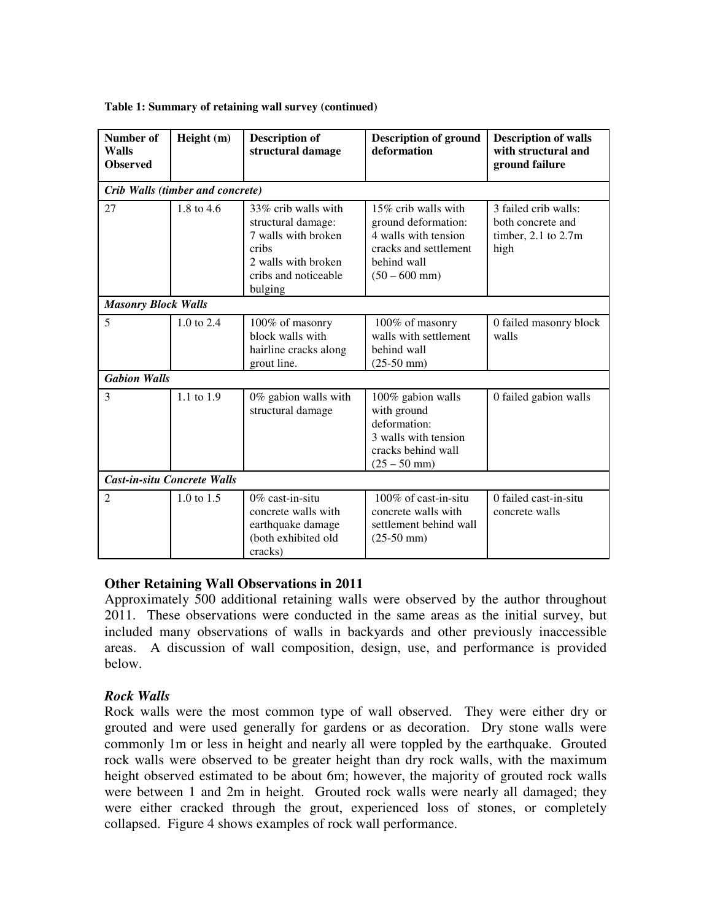**Table 1: Summary of retaining wall survey (continued)**

| Number of Walls Observed | Height (m) | Description of structural damage | Description of ground deformation | Description of walls with structural and ground failure |
|---|---|---|---|---|
| ***Crib Walls (timber and concrete)*** | | | | |
| 27 | 1.8 to 4.6 | 33% crib walls with structural damage: 7 walls with broken cribs 2 walls with broken cribs and noticeable bulging | 15% crib walls with ground deformation: 4 walls with tension cracks and settlement behind wall (50 – 600 mm) | 3 failed crib walls: both concrete and timber, 2.1 to 2.7m high |
| ***Masonry Block Walls*** | | | | |
| 5 | 1.0 to 2.4 | 100% of masonry block walls with hairline cracks along grout line. | 100% of masonry walls with settlement behind wall (25-50 mm) | 0 failed masonry block walls |
| ***Gabion Walls*** | | | | |
| 3 | 1.1 to 1.9 | 0% gabion walls with structural damage | 100% gabion walls with ground deformation: 3 walls with tension cracks behind wall (25 – 50 mm) | 0 failed gabion walls |
| ***Cast-in-situ Concrete Walls*** | | | | |
| 2 | 1.0 to 1.5 | 0% cast-in-situ concrete walls with earthquake damage (both exhibited old cracks) | 100% of cast-in-situ concrete walls with settlement behind wall (25-50 mm) | 0 failed cast-in-situ concrete walls |

## Other Retaining Wall Observations in 2011

Approximately 500 additional retaining walls were observed by the author throughout 2011. These observations were conducted in the same areas as the initial survey, but included many observations of walls in backyards and other previously inaccessible areas. A discussion of wall composition, design, use, and performance is provided below.

### *Rock Walls*

Rock walls were the most common type of wall observed. They were either dry or grouted and were used generally for gardens or as decoration. Dry stone walls were commonly 1m or less in height and nearly all were toppled by the earthquake. Grouted rock walls were observed to be greater height than dry rock walls, with the maximum height observed estimated to be about 6m; however, the majority of grouted rock walls were between 1 and 2m in height. Grouted rock walls were nearly all damaged; they were either cracked through the grout, experienced loss of stones, or completely collapsed. Figure 4 shows examples of rock wall performance.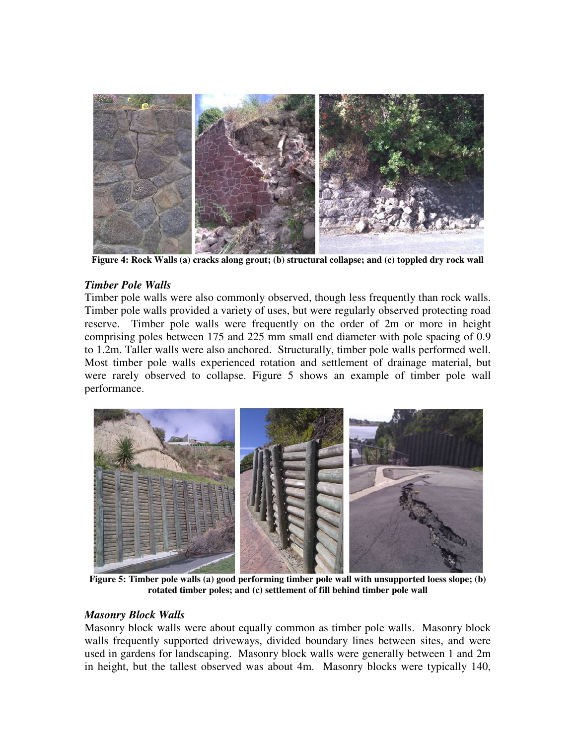**Figure 4: Rock Walls (a) cracks along grout; (b) structural collapse; and (c) toppled dry rock wall**

### *Timber Pole Walls*

Timber pole walls were also commonly observed, though less frequently than rock walls. Timber pole walls provided a variety of uses, but were regularly observed protecting road reserve. Timber pole walls were frequently on the order of 2m or more in height comprising poles between 175 and 225 mm small end diameter with pole spacing of 0.9 to 1.2m. Taller walls were also anchored. Structurally, timber pole walls performed well. Most timber pole walls experienced rotation and settlement of drainage material, but were rarely observed to collapse. Figure 5 shows an example of timber pole wall performance.

**Figure 5: Timber pole walls (a) good performing timber pole wall with unsupported loess slope; (b) rotated timber poles; and (c) settlement of fill behind timber pole wall**

### *Masonry Block Walls*

Masonry block walls were about equally common as timber pole walls. Masonry block walls frequently supported driveways, divided boundary lines between sites, and were used in gardens for landscaping. Masonry block walls were generally between 1 and 2m in height, but the tallest observed was about 4m. Masonry blocks were typically 140,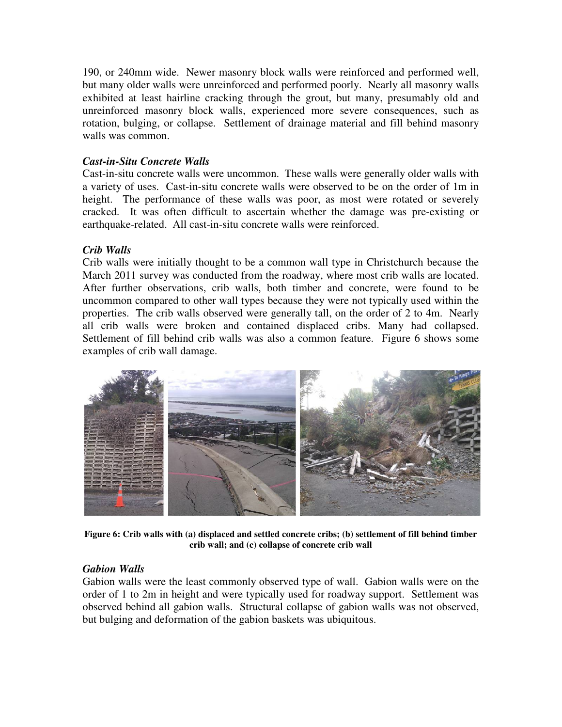190, or 240mm wide. Newer masonry block walls were reinforced and performed well, but many older walls were unreinforced and performed poorly. Nearly all masonry walls exhibited at least hairline cracking through the grout, but many, presumably old and unreinforced masonry block walls, experienced more severe consequences, such as rotation, bulging, or collapse. Settlement of drainage material and fill behind masonry walls was common.

### *Cast-in-Situ Concrete Walls*

Cast-in-situ concrete walls were uncommon. These walls were generally older walls with a variety of uses. Cast-in-situ concrete walls were observed to be on the order of 1m in height. The performance of these walls was poor, as most were rotated or severely cracked. It was often difficult to ascertain whether the damage was pre-existing or earthquake-related. All cast-in-situ concrete walls were reinforced.

### *Crib Walls*

Crib walls were initially thought to be a common wall type in Christchurch because the March 2011 survey was conducted from the roadway, where most crib walls are located. After further observations, crib walls, both timber and concrete, were found to be uncommon compared to other wall types because they were not typically used within the properties. The crib walls observed were generally tall, on the order of 2 to 4m. Nearly all crib walls were broken and contained displaced cribs. Many had collapsed. Settlement of fill behind crib walls was also a common feature. Figure 6 shows some examples of crib wall damage.

**Figure 6: Crib walls with (a) displaced and settled concrete cribs; (b) settlement of fill behind timber crib wall; and (c) collapse of concrete crib wall**

### *Gabion Walls*

Gabion walls were the least commonly observed type of wall. Gabion walls were on the order of 1 to 2m in height and were typically used for roadway support. Settlement was observed behind all gabion walls. Structural collapse of gabion walls was not observed, but bulging and deformation of the gabion baskets was ubiquitous.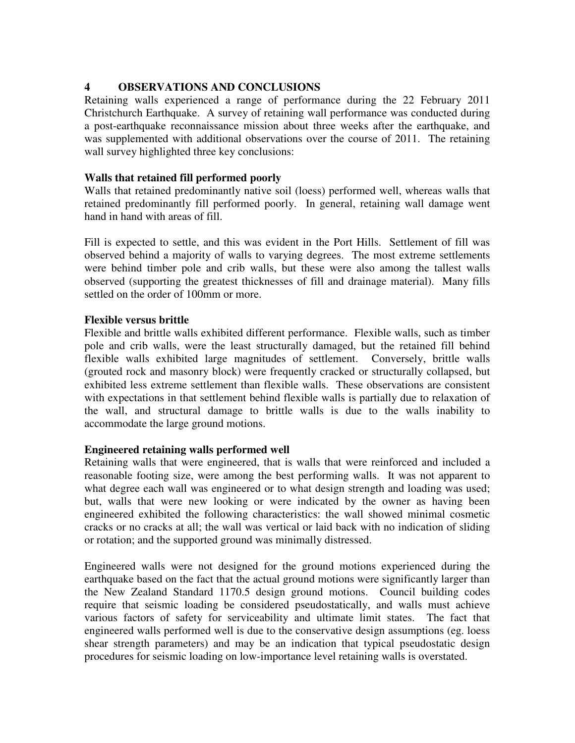# 4 OBSERVATIONS AND CONCLUSIONS

Retaining walls experienced a range of performance during the 22 February 2011 Christchurch Earthquake. A survey of retaining wall performance was conducted during a post-earthquake reconnaissance mission about three weeks after the earthquake, and was supplemented with additional observations over the course of 2011. The retaining wall survey highlighted three key conclusions:

**Walls that retained fill performed poorly**

Walls that retained predominantly native soil (loess) performed well, whereas walls that retained predominantly fill performed poorly. In general, retaining wall damage went hand in hand with areas of fill.

Fill is expected to settle, and this was evident in the Port Hills. Settlement of fill was observed behind a majority of walls to varying degrees. The most extreme settlements were behind timber pole and crib walls, but these were also among the tallest walls observed (supporting the greatest thicknesses of fill and drainage material). Many fills settled on the order of 100mm or more.

**Flexible versus brittle**

Flexible and brittle walls exhibited different performance. Flexible walls, such as timber pole and crib walls, were the least structurally damaged, but the retained fill behind flexible walls exhibited large magnitudes of settlement. Conversely, brittle walls (grouted rock and masonry block) were frequently cracked or structurally collapsed, but exhibited less extreme settlement than flexible walls. These observations are consistent with expectations in that settlement behind flexible walls is partially due to relaxation of the wall, and structural damage to brittle walls is due to the walls inability to accommodate the large ground motions.

**Engineered retaining walls performed well**

Retaining walls that were engineered, that is walls that were reinforced and included a reasonable footing size, were among the best performing walls. It was not apparent to what degree each wall was engineered or to what design strength and loading was used; but, walls that were new looking or were indicated by the owner as having been engineered exhibited the following characteristics: the wall showed minimal cosmetic cracks or no cracks at all; the wall was vertical or laid back with no indication of sliding or rotation; and the supported ground was minimally distressed.

Engineered walls were not designed for the ground motions experienced during the earthquake based on the fact that the actual ground motions were significantly larger than the New Zealand Standard 1170.5 design ground motions. Council building codes require that seismic loading be considered pseudostatically, and walls must achieve various factors of safety for serviceability and ultimate limit states. The fact that engineered walls performed well is due to the conservative design assumptions (eg. loess shear strength parameters) and may be an indication that typical pseudostatic design procedures for seismic loading on low-importance level retaining walls is overstated.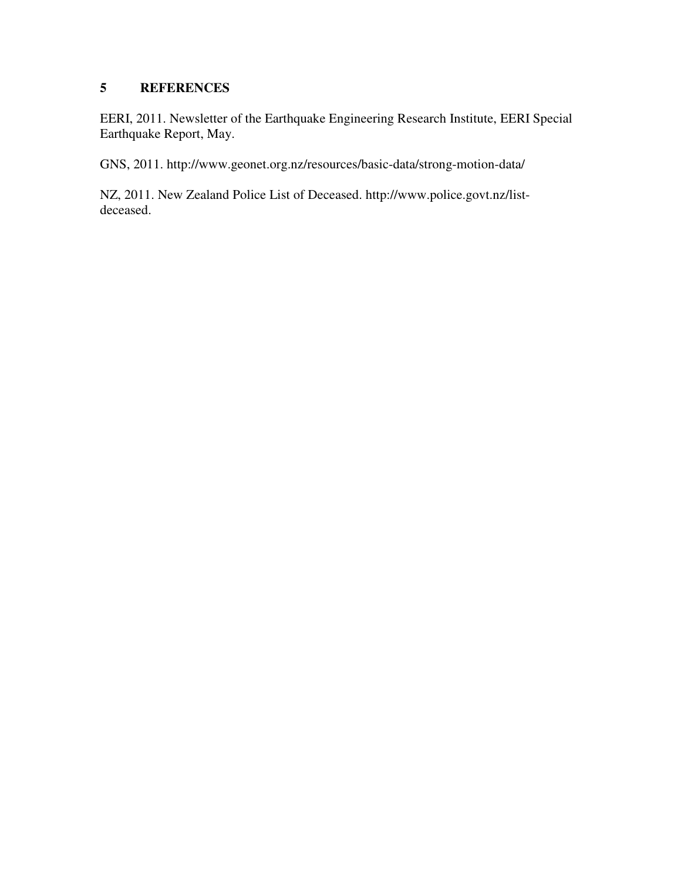## 5 REFERENCES

EERI, 2011. Newsletter of the Earthquake Engineering Research Institute, EERI Special Earthquake Report, May.

GNS, 2011. http://www.geonet.org.nz/resources/basic-data/strong-motion-data/

NZ, 2011. New Zealand Police List of Deceased. http://www.police.govt.nz/list-deceased.